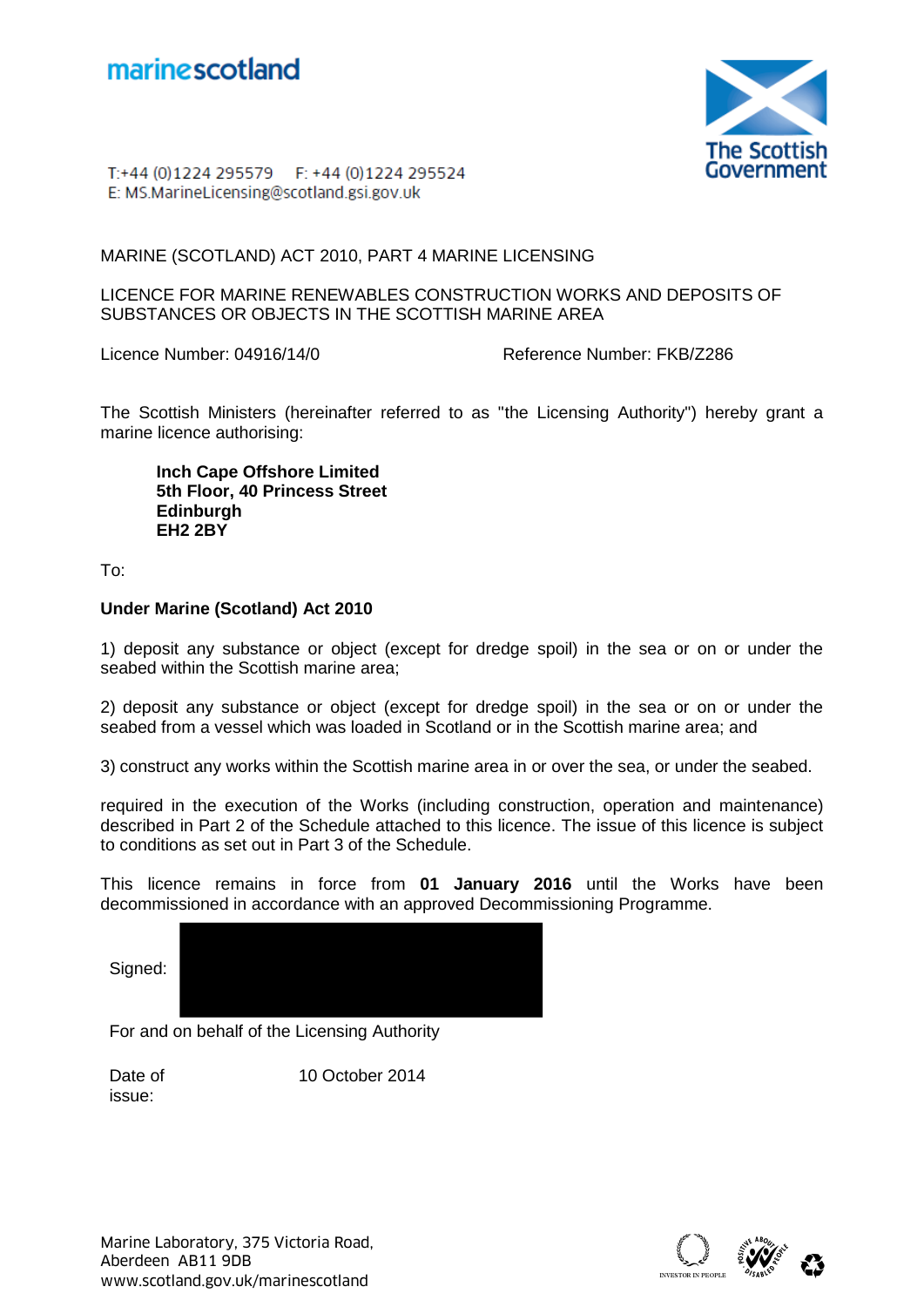marinescotland

T:+44 (0)1224 295579 F: +44 (0)1224 295524
E: MS.MarineLicensing@scotland.gsi.gov.uk

The Scottish Government

MARINE (SCOTLAND) ACT 2010, PART 4 MARINE LICENSING

LICENCE FOR MARINE RENEWABLES CONSTRUCTION WORKS AND DEPOSITS OF SUBSTANCES OR OBJECTS IN THE SCOTTISH MARINE AREA

Licence Number: 04916/14/0 Reference Number: FKB/Z286

The Scottish Ministers (hereinafter referred to as "the Licensing Authority") hereby grant a marine licence authorising:

**Inch Cape Offshore Limited**
**5th Floor, 40 Princess Street**
**Edinburgh**
**EH2 2BY**

To:

**Under Marine (Scotland) Act 2010**

1) deposit any substance or object (except for dredge spoil) in the sea or on or under the seabed within the Scottish marine area;

2) deposit any substance or object (except for dredge spoil) in the sea or on or under the seabed from a vessel which was loaded in Scotland or in the Scottish marine area; and

3) construct any works within the Scottish marine area in or over the sea, or under the seabed.

required in the execution of the Works (including construction, operation and maintenance) described in Part 2 of the Schedule attached to this licence. The issue of this licence is subject to conditions as set out in Part 3 of the Schedule.

This licence remains in force from **01 January 2016** until the Works have been decommissioned in accordance with an approved Decommissioning Programme.

Signed:

For and on behalf of the Licensing Authority

Date of issue: 10 October 2014

Marine Laboratory, 375 Victoria Road,
Aberdeen AB11 9DB
www.scotland.gov.uk/marinescotland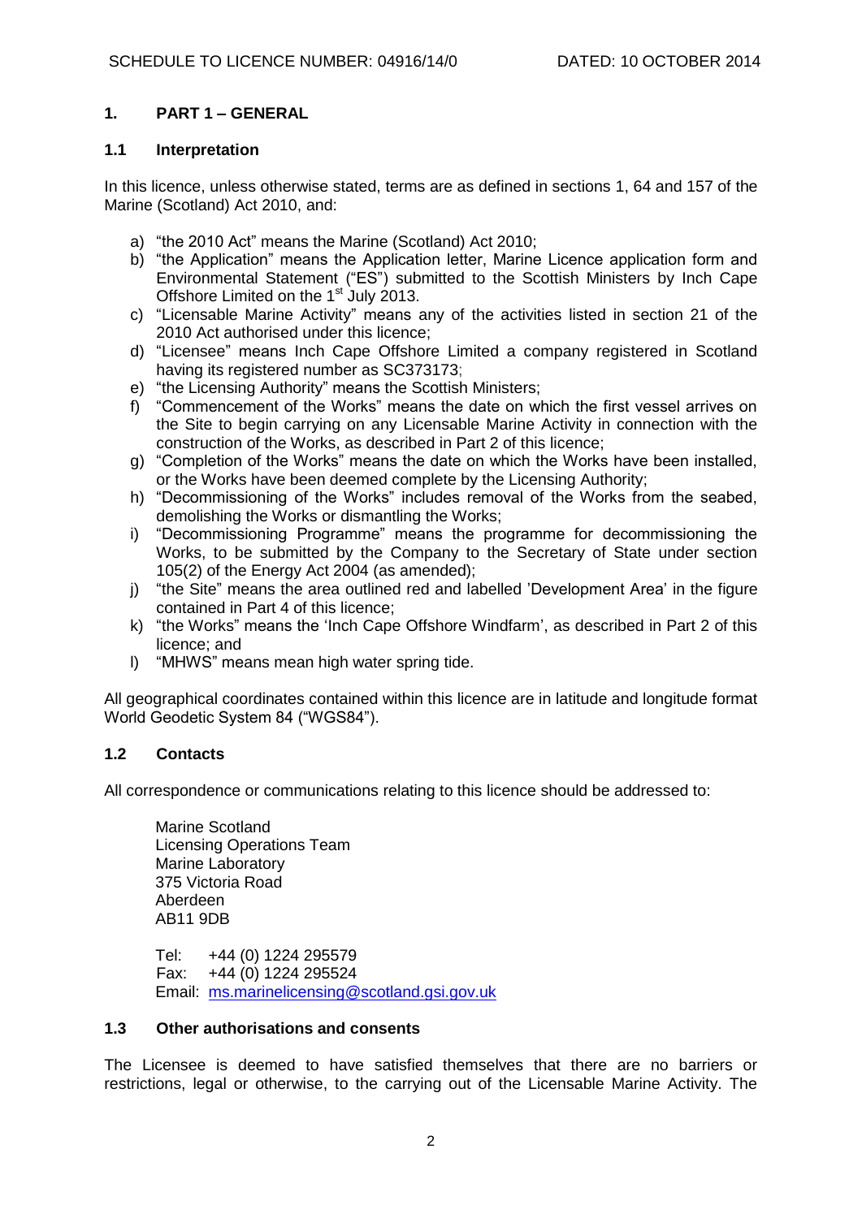## 1. PART 1 – GENERAL

### 1.1 Interpretation

In this licence, unless otherwise stated, terms are as defined in sections 1, 64 and 157 of the Marine (Scotland) Act 2010, and:

a) "the 2010 Act" means the Marine (Scotland) Act 2010;
b) "the Application" means the Application letter, Marine Licence application form and Environmental Statement ("ES") submitted to the Scottish Ministers by Inch Cape Offshore Limited on the 1st July 2013.
c) "Licensable Marine Activity" means any of the activities listed in section 21 of the 2010 Act authorised under this licence;
d) "Licensee" means Inch Cape Offshore Limited a company registered in Scotland having its registered number as SC373173;
e) "the Licensing Authority" means the Scottish Ministers;
f) "Commencement of the Works" means the date on which the first vessel arrives on the Site to begin carrying on any Licensable Marine Activity in connection with the construction of the Works, as described in Part 2 of this licence;
g) "Completion of the Works" means the date on which the Works have been installed, or the Works have been deemed complete by the Licensing Authority;
h) "Decommissioning of the Works" includes removal of the Works from the seabed, demolishing the Works or dismantling the Works;
i) "Decommissioning Programme" means the programme for decommissioning the Works, to be submitted by the Company to the Secretary of State under section 105(2) of the Energy Act 2004 (as amended);
j) "the Site" means the area outlined red and labelled 'Development Area' in the figure contained in Part 4 of this licence;
k) "the Works" means the 'Inch Cape Offshore Windfarm', as described in Part 2 of this licence; and
l) "MHWS" means mean high water spring tide.

All geographical coordinates contained within this licence are in latitude and longitude format World Geodetic System 84 ("WGS84").

### 1.2 Contacts

All correspondence or communications relating to this licence should be addressed to:

Marine Scotland
Licensing Operations Team
Marine Laboratory
375 Victoria Road
Aberdeen
AB11 9DB

Tel: +44 (0) 1224 295579
Fax: +44 (0) 1224 295524
Email: ms.marinelicensing@scotland.gsi.gov.uk

### 1.3 Other authorisations and consents

The Licensee is deemed to have satisfied themselves that there are no barriers or restrictions, legal or otherwise, to the carrying out of the Licensable Marine Activity. The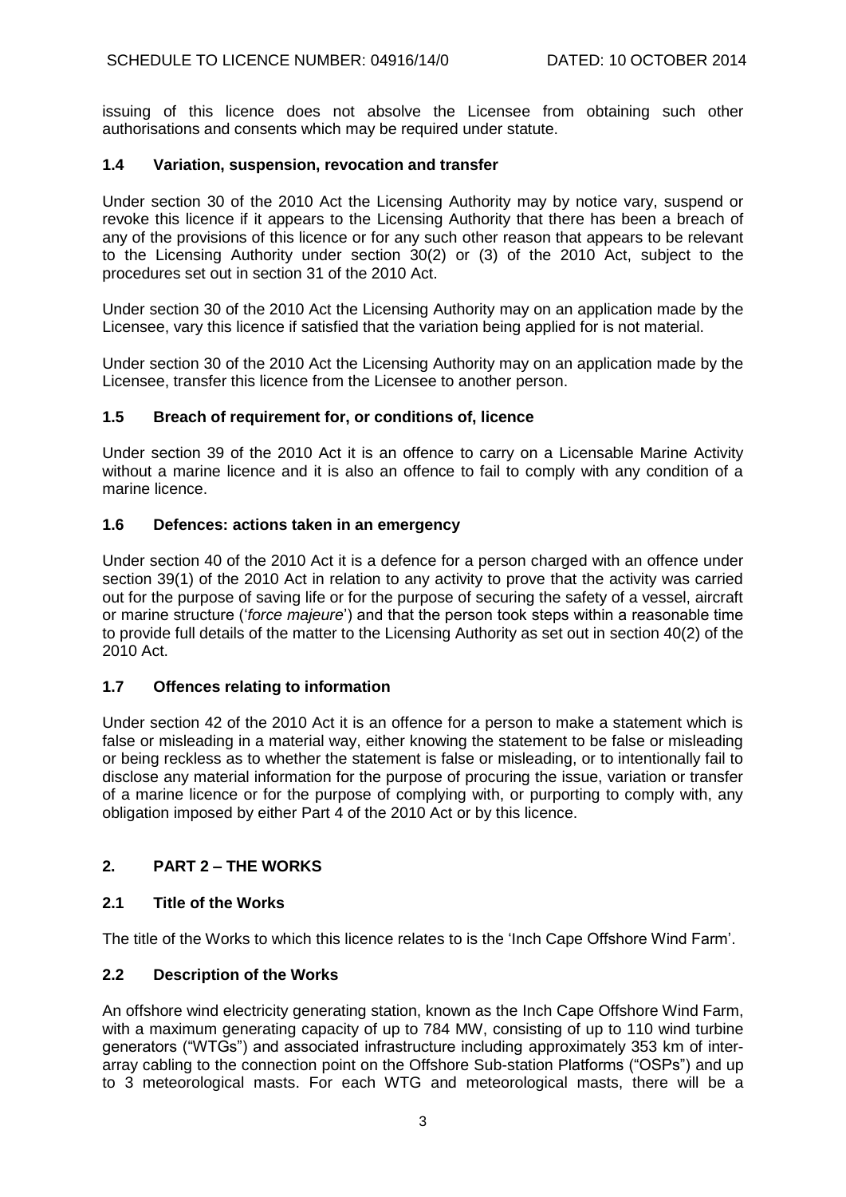issuing of this licence does not absolve the Licensee from obtaining such other authorisations and consents which may be required under statute.

### 1.4 Variation, suspension, revocation and transfer

Under section 30 of the 2010 Act the Licensing Authority may by notice vary, suspend or revoke this licence if it appears to the Licensing Authority that there has been a breach of any of the provisions of this licence or for any such other reason that appears to be relevant to the Licensing Authority under section 30(2) or (3) of the 2010 Act, subject to the procedures set out in section 31 of the 2010 Act.

Under section 30 of the 2010 Act the Licensing Authority may on an application made by the Licensee, vary this licence if satisfied that the variation being applied for is not material.

Under section 30 of the 2010 Act the Licensing Authority may on an application made by the Licensee, transfer this licence from the Licensee to another person.

### 1.5 Breach of requirement for, or conditions of, licence

Under section 39 of the 2010 Act it is an offence to carry on a Licensable Marine Activity without a marine licence and it is also an offence to fail to comply with any condition of a marine licence.

### 1.6 Defences: actions taken in an emergency

Under section 40 of the 2010 Act it is a defence for a person charged with an offence under section 39(1) of the 2010 Act in relation to any activity to prove that the activity was carried out for the purpose of saving life or for the purpose of securing the safety of a vessel, aircraft or marine structure ('*force majeure*') and that the person took steps within a reasonable time to provide full details of the matter to the Licensing Authority as set out in section 40(2) of the 2010 Act.

### 1.7 Offences relating to information

Under section 42 of the 2010 Act it is an offence for a person to make a statement which is false or misleading in a material way, either knowing the statement to be false or misleading or being reckless as to whether the statement is false or misleading, or to intentionally fail to disclose any material information for the purpose of procuring the issue, variation or transfer of a marine licence or for the purpose of complying with, or purporting to comply with, any obligation imposed by either Part 4 of the 2010 Act or by this licence.

## 2. PART 2 – THE WORKS

### 2.1 Title of the Works

The title of the Works to which this licence relates to is the 'Inch Cape Offshore Wind Farm'.

### 2.2 Description of the Works

An offshore wind electricity generating station, known as the Inch Cape Offshore Wind Farm, with a maximum generating capacity of up to 784 MW, consisting of up to 110 wind turbine generators ("WTGs") and associated infrastructure including approximately 353 km of inter-array cabling to the connection point on the Offshore Sub-station Platforms ("OSPs") and up to 3 meteorological masts. For each WTG and meteorological masts, there will be a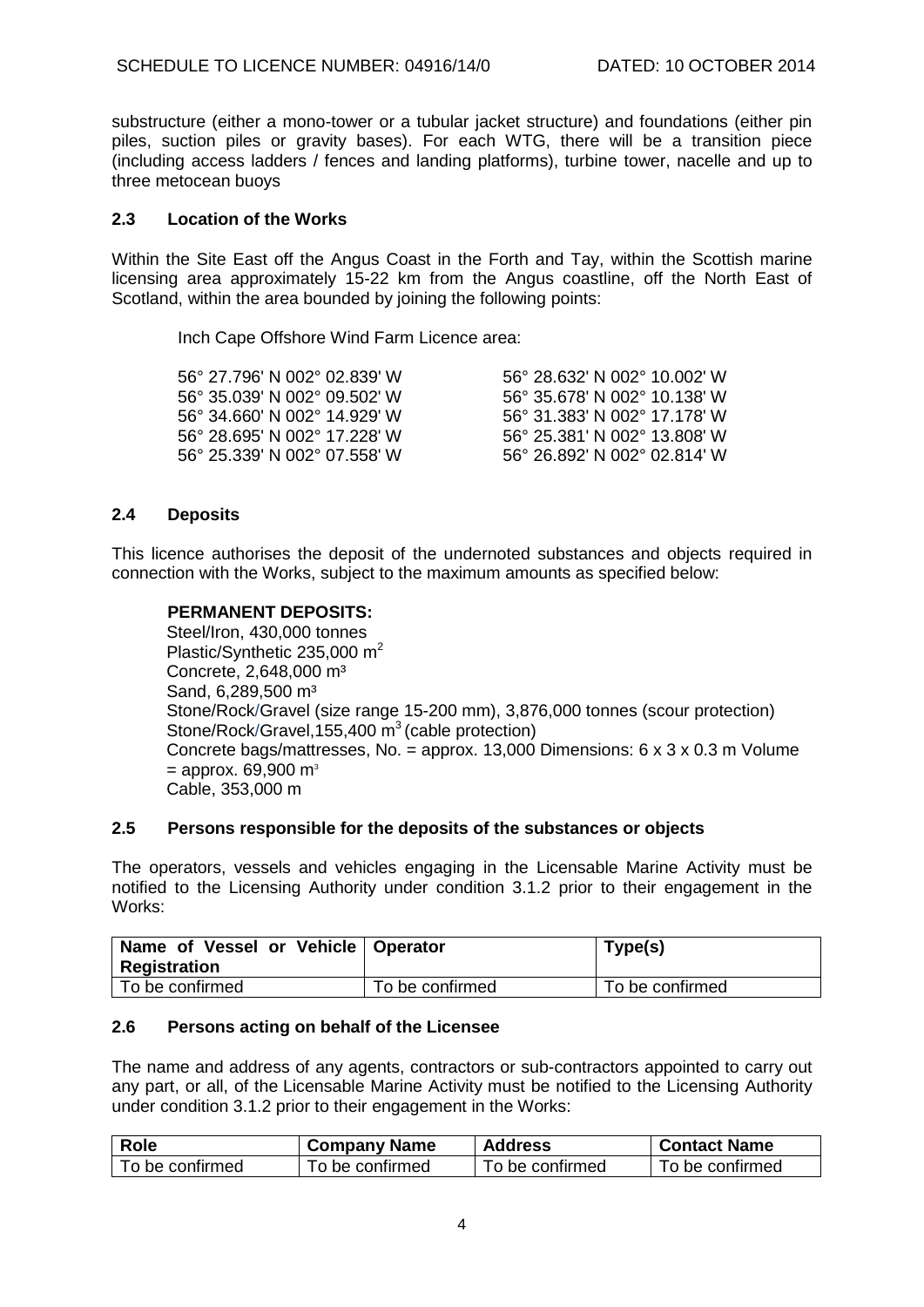substructure (either a mono-tower or a tubular jacket structure) and foundations (either pin piles, suction piles or gravity bases). For each WTG, there will be a transition piece (including access ladders / fences and landing platforms), turbine tower, nacelle and up to three metocean buoys

### 2.3 Location of the Works

Within the Site East off the Angus Coast in the Forth and Tay, within the Scottish marine licensing area approximately 15-22 km from the Angus coastline, off the North East of Scotland, within the area bounded by joining the following points:

Inch Cape Offshore Wind Farm Licence area:

| | |
|---|---|
| 56° 27.796' N 002° 02.839' W | 56° 28.632' N 002° 10.002' W |
| 56° 35.039' N 002° 09.502' W | 56° 35.678' N 002° 10.138' W |
| 56° 34.660' N 002° 14.929' W | 56° 31.383' N 002° 17.178' W |
| 56° 28.695' N 002° 17.228' W | 56° 25.381' N 002° 13.808' W |
| 56° 25.339' N 002° 07.558' W | 56° 26.892' N 002° 02.814' W |

### 2.4 Deposits

This licence authorises the deposit of the undernoted substances and objects required in connection with the Works, subject to the maximum amounts as specified below:

**PERMANENT DEPOSITS:**

Steel/Iron, 430,000 tonnes
Plastic/Synthetic 235,000 $m^2$
Concrete, 2,648,000 $m^3$
Sand, 6,289,500 $m^3$
Stone/Rock/Gravel (size range 15-200 mm), 3,876,000 tonnes (scour protection)
Stone/Rock/Gravel,155,400 $m^3$ (cable protection)
Concrete bags/mattresses, No. = approx. 13,000 Dimensions: 6 x 3 x 0.3 m Volume = approx. 69,900 $m^3$
Cable, 353,000 m

### 2.5 Persons responsible for the deposits of the substances or objects

The operators, vessels and vehicles engaging in the Licensable Marine Activity must be notified to the Licensing Authority under condition 3.1.2 prior to their engagement in the Works:

| Name of Vessel or Vehicle Registration | Operator | Type(s) |
|---|---|---|
| To be confirmed | To be confirmed | To be confirmed |

### 2.6 Persons acting on behalf of the Licensee

The name and address of any agents, contractors or sub-contractors appointed to carry out any part, or all, of the Licensable Marine Activity must be notified to the Licensing Authority under condition 3.1.2 prior to their engagement in the Works:

| Role | Company Name | Address | Contact Name |
|---|---|---|---|
| To be confirmed | To be confirmed | To be confirmed | To be confirmed |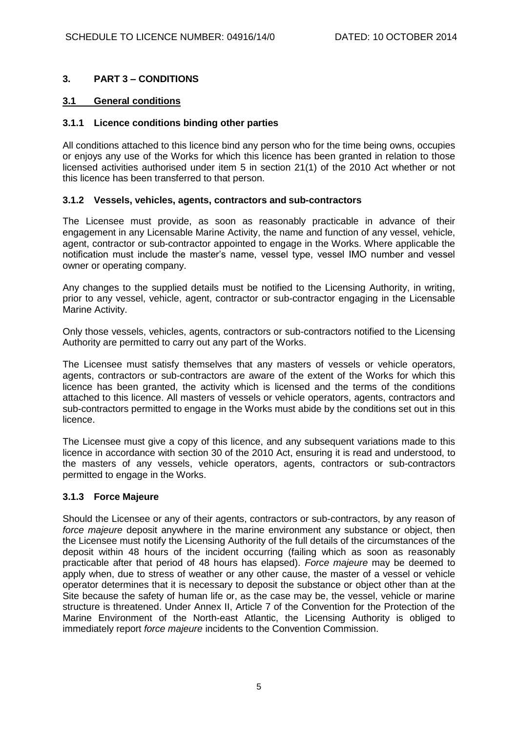## 3. PART 3 – CONDITIONS

### 3.1 General conditions

#### 3.1.1 Licence conditions binding other parties

All conditions attached to this licence bind any person who for the time being owns, occupies or enjoys any use of the Works for which this licence has been granted in relation to those licensed activities authorised under item 5 in section 21(1) of the 2010 Act whether or not this licence has been transferred to that person.

#### 3.1.2 Vessels, vehicles, agents, contractors and sub-contractors

The Licensee must provide, as soon as reasonably practicable in advance of their engagement in any Licensable Marine Activity, the name and function of any vessel, vehicle, agent, contractor or sub-contractor appointed to engage in the Works. Where applicable the notification must include the master's name, vessel type, vessel IMO number and vessel owner or operating company.

Any changes to the supplied details must be notified to the Licensing Authority, in writing, prior to any vessel, vehicle, agent, contractor or sub-contractor engaging in the Licensable Marine Activity.

Only those vessels, vehicles, agents, contractors or sub-contractors notified to the Licensing Authority are permitted to carry out any part of the Works.

The Licensee must satisfy themselves that any masters of vessels or vehicle operators, agents, contractors or sub-contractors are aware of the extent of the Works for which this licence has been granted, the activity which is licensed and the terms of the conditions attached to this licence. All masters of vessels or vehicle operators, agents, contractors and sub-contractors permitted to engage in the Works must abide by the conditions set out in this licence.

The Licensee must give a copy of this licence, and any subsequent variations made to this licence in accordance with section 30 of the 2010 Act, ensuring it is read and understood, to the masters of any vessels, vehicle operators, agents, contractors or sub-contractors permitted to engage in the Works.

#### 3.1.3 Force Majeure

Should the Licensee or any of their agents, contractors or sub-contractors, by any reason of *force majeure* deposit anywhere in the marine environment any substance or object, then the Licensee must notify the Licensing Authority of the full details of the circumstances of the deposit within 48 hours of the incident occurring (failing which as soon as reasonably practicable after that period of 48 hours has elapsed). *Force majeure* may be deemed to apply when, due to stress of weather or any other cause, the master of a vessel or vehicle operator determines that it is necessary to deposit the substance or object other than at the Site because the safety of human life or, as the case may be, the vessel, vehicle or marine structure is threatened. Under Annex II, Article 7 of the Convention for the Protection of the Marine Environment of the North-east Atlantic, the Licensing Authority is obliged to immediately report *force majeure* incidents to the Convention Commission.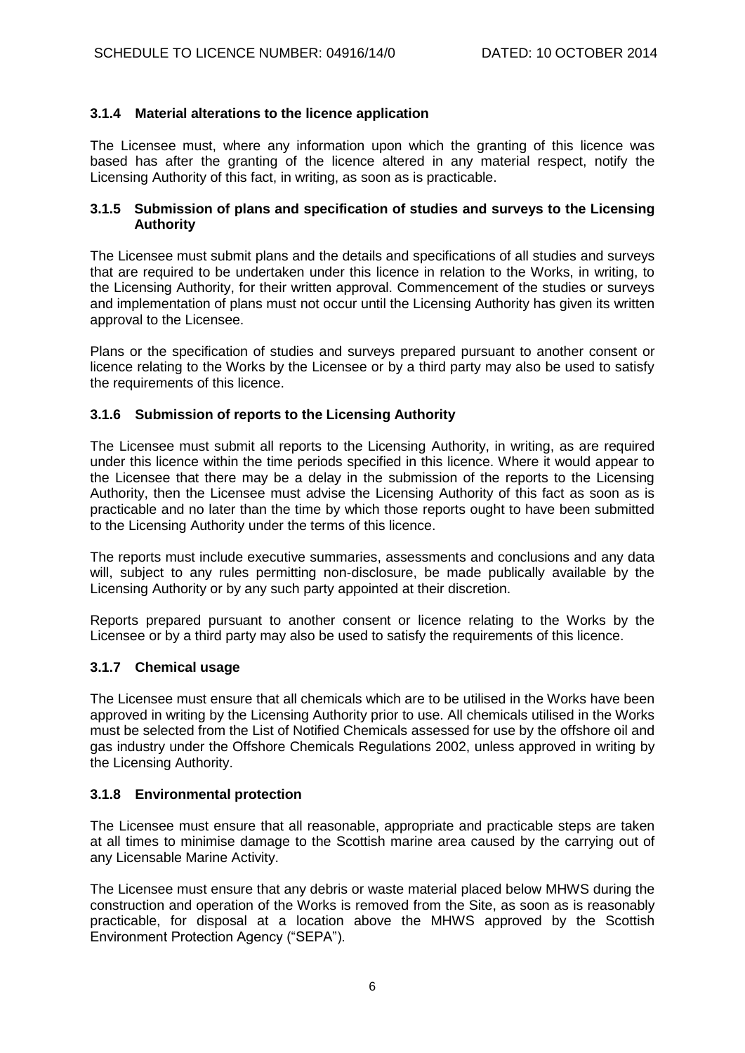### 3.1.4 Material alterations to the licence application

The Licensee must, where any information upon which the granting of this licence was based has after the granting of the licence altered in any material respect, notify the Licensing Authority of this fact, in writing, as soon as is practicable.

### 3.1.5 Submission of plans and specification of studies and surveys to the Licensing Authority

The Licensee must submit plans and the details and specifications of all studies and surveys that are required to be undertaken under this licence in relation to the Works, in writing, to the Licensing Authority, for their written approval. Commencement of the studies or surveys and implementation of plans must not occur until the Licensing Authority has given its written approval to the Licensee.

Plans or the specification of studies and surveys prepared pursuant to another consent or licence relating to the Works by the Licensee or by a third party may also be used to satisfy the requirements of this licence.

### 3.1.6 Submission of reports to the Licensing Authority

The Licensee must submit all reports to the Licensing Authority, in writing, as are required under this licence within the time periods specified in this licence. Where it would appear to the Licensee that there may be a delay in the submission of the reports to the Licensing Authority, then the Licensee must advise the Licensing Authority of this fact as soon as is practicable and no later than the time by which those reports ought to have been submitted to the Licensing Authority under the terms of this licence.

The reports must include executive summaries, assessments and conclusions and any data will, subject to any rules permitting non-disclosure, be made publically available by the Licensing Authority or by any such party appointed at their discretion.

Reports prepared pursuant to another consent or licence relating to the Works by the Licensee or by a third party may also be used to satisfy the requirements of this licence.

### 3.1.7 Chemical usage

The Licensee must ensure that all chemicals which are to be utilised in the Works have been approved in writing by the Licensing Authority prior to use. All chemicals utilised in the Works must be selected from the List of Notified Chemicals assessed for use by the offshore oil and gas industry under the Offshore Chemicals Regulations 2002, unless approved in writing by the Licensing Authority.

### 3.1.8 Environmental protection

The Licensee must ensure that all reasonable, appropriate and practicable steps are taken at all times to minimise damage to the Scottish marine area caused by the carrying out of any Licensable Marine Activity.

The Licensee must ensure that any debris or waste material placed below MHWS during the construction and operation of the Works is removed from the Site, as soon as is reasonably practicable, for disposal at a location above the MHWS approved by the Scottish Environment Protection Agency ("SEPA").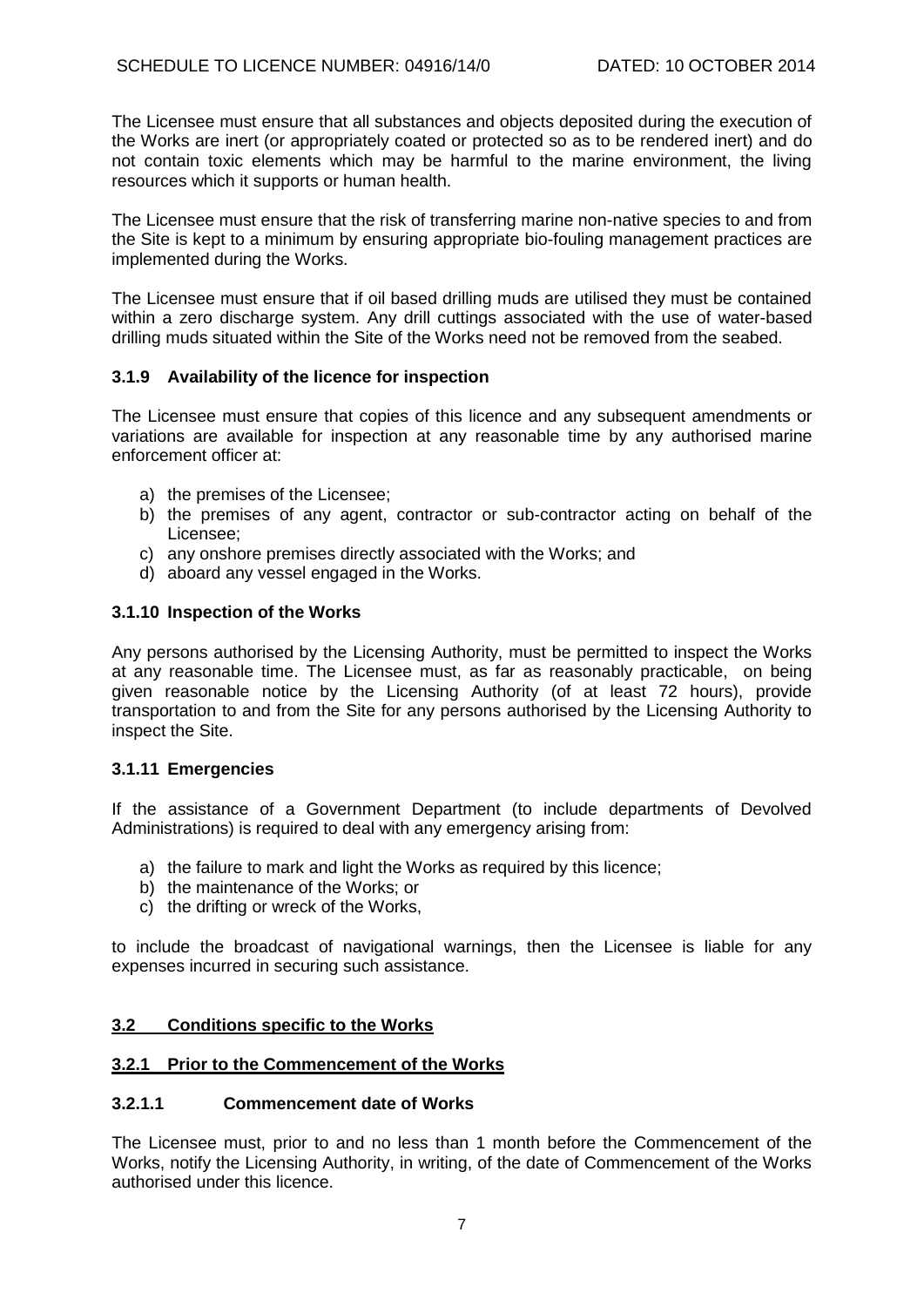The Licensee must ensure that all substances and objects deposited during the execution of the Works are inert (or appropriately coated or protected so as to be rendered inert) and do not contain toxic elements which may be harmful to the marine environment, the living resources which it supports or human health.

The Licensee must ensure that the risk of transferring marine non-native species to and from the Site is kept to a minimum by ensuring appropriate bio-fouling management practices are implemented during the Works.

The Licensee must ensure that if oil based drilling muds are utilised they must be contained within a zero discharge system. Any drill cuttings associated with the use of water-based drilling muds situated within the Site of the Works need not be removed from the seabed.

### 3.1.9 Availability of the licence for inspection

The Licensee must ensure that copies of this licence and any subsequent amendments or variations are available for inspection at any reasonable time by any authorised marine enforcement officer at:

a) the premises of the Licensee;
b) the premises of any agent, contractor or sub-contractor acting on behalf of the Licensee;
c) any onshore premises directly associated with the Works; and
d) aboard any vessel engaged in the Works.

### 3.1.10 Inspection of the Works

Any persons authorised by the Licensing Authority, must be permitted to inspect the Works at any reasonable time. The Licensee must, as far as reasonably practicable, on being given reasonable notice by the Licensing Authority (of at least 72 hours), provide transportation to and from the Site for any persons authorised by the Licensing Authority to inspect the Site.

### 3.1.11 Emergencies

If the assistance of a Government Department (to include departments of Devolved Administrations) is required to deal with any emergency arising from:

a) the failure to mark and light the Works as required by this licence;
b) the maintenance of the Works; or
c) the drifting or wreck of the Works,

to include the broadcast of navigational warnings, then the Licensee is liable for any expenses incurred in securing such assistance.

## 3.2 Conditions specific to the Works

### 3.2.1 Prior to the Commencement of the Works

#### 3.2.1.1 Commencement date of Works

The Licensee must, prior to and no less than 1 month before the Commencement of the Works, notify the Licensing Authority, in writing, of the date of Commencement of the Works authorised under this licence.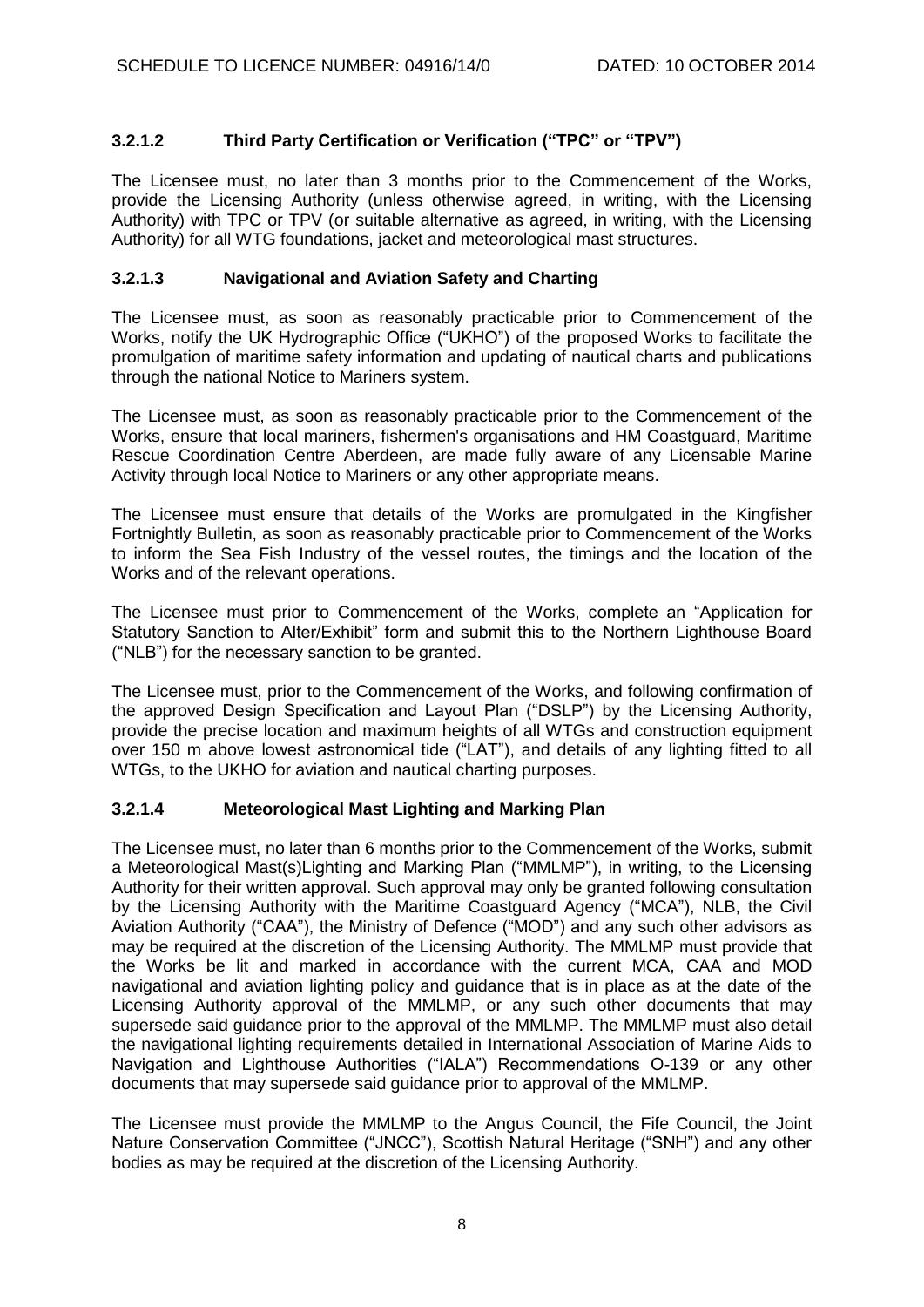### 3.2.1.2 Third Party Certification or Verification ("TPC" or "TPV")

The Licensee must, no later than 3 months prior to the Commencement of the Works, provide the Licensing Authority (unless otherwise agreed, in writing, with the Licensing Authority) with TPC or TPV (or suitable alternative as agreed, in writing, with the Licensing Authority) for all WTG foundations, jacket and meteorological mast structures.

### 3.2.1.3 Navigational and Aviation Safety and Charting

The Licensee must, as soon as reasonably practicable prior to Commencement of the Works, notify the UK Hydrographic Office ("UKHO") of the proposed Works to facilitate the promulgation of maritime safety information and updating of nautical charts and publications through the national Notice to Mariners system.

The Licensee must, as soon as reasonably practicable prior to the Commencement of the Works, ensure that local mariners, fishermen's organisations and HM Coastguard, Maritime Rescue Coordination Centre Aberdeen, are made fully aware of any Licensable Marine Activity through local Notice to Mariners or any other appropriate means.

The Licensee must ensure that details of the Works are promulgated in the Kingfisher Fortnightly Bulletin, as soon as reasonably practicable prior to Commencement of the Works to inform the Sea Fish Industry of the vessel routes, the timings and the location of the Works and of the relevant operations.

The Licensee must prior to Commencement of the Works, complete an "Application for Statutory Sanction to Alter/Exhibit" form and submit this to the Northern Lighthouse Board ("NLB") for the necessary sanction to be granted.

The Licensee must, prior to the Commencement of the Works, and following confirmation of the approved Design Specification and Layout Plan ("DSLP") by the Licensing Authority, provide the precise location and maximum heights of all WTGs and construction equipment over 150 m above lowest astronomical tide ("LAT"), and details of any lighting fitted to all WTGs, to the UKHO for aviation and nautical charting purposes.

### 3.2.1.4 Meteorological Mast Lighting and Marking Plan

The Licensee must, no later than 6 months prior to the Commencement of the Works, submit a Meteorological Mast(s)Lighting and Marking Plan ("MMLMP"), in writing, to the Licensing Authority for their written approval. Such approval may only be granted following consultation by the Licensing Authority with the Maritime Coastguard Agency ("MCA"), NLB, the Civil Aviation Authority ("CAA"), the Ministry of Defence ("MOD") and any such other advisors as may be required at the discretion of the Licensing Authority. The MMLMP must provide that the Works be lit and marked in accordance with the current MCA, CAA and MOD navigational and aviation lighting policy and guidance that is in place as at the date of the Licensing Authority approval of the MMLMP, or any such other documents that may supersede said guidance prior to the approval of the MMLMP. The MMLMP must also detail the navigational lighting requirements detailed in International Association of Marine Aids to Navigation and Lighthouse Authorities ("IALA") Recommendations O-139 or any other documents that may supersede said guidance prior to approval of the MMLMP.

The Licensee must provide the MMLMP to the Angus Council, the Fife Council, the Joint Nature Conservation Committee ("JNCC"), Scottish Natural Heritage ("SNH") and any other bodies as may be required at the discretion of the Licensing Authority.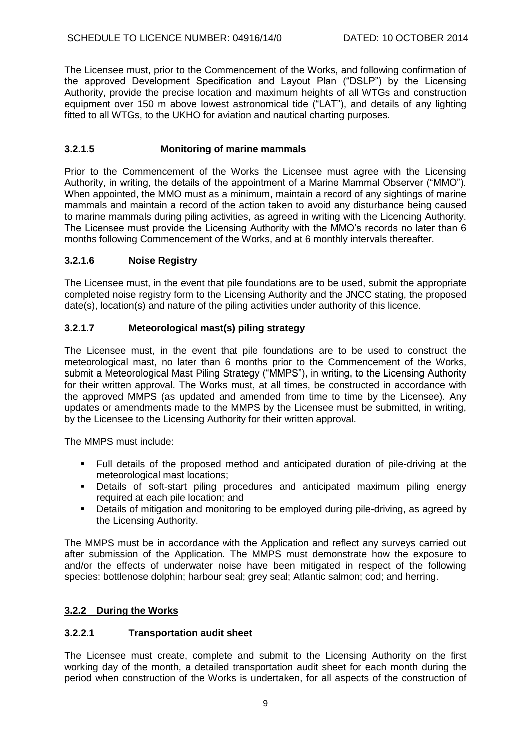The Licensee must, prior to the Commencement of the Works, and following confirmation of the approved Development Specification and Layout Plan ("DSLP") by the Licensing Authority, provide the precise location and maximum heights of all WTGs and construction equipment over 150 m above lowest astronomical tide ("LAT"), and details of any lighting fitted to all WTGs, to the UKHO for aviation and nautical charting purposes.

### 3.2.1.5 Monitoring of marine mammals

Prior to the Commencement of the Works the Licensee must agree with the Licensing Authority, in writing, the details of the appointment of a Marine Mammal Observer ("MMO"). When appointed, the MMO must as a minimum, maintain a record of any sightings of marine mammals and maintain a record of the action taken to avoid any disturbance being caused to marine mammals during piling activities, as agreed in writing with the Licencing Authority. The Licensee must provide the Licensing Authority with the MMO's records no later than 6 months following Commencement of the Works, and at 6 monthly intervals thereafter.

### 3.2.1.6 Noise Registry

The Licensee must, in the event that pile foundations are to be used, submit the appropriate completed noise registry form to the Licensing Authority and the JNCC stating, the proposed date(s), location(s) and nature of the piling activities under authority of this licence.

### 3.2.1.7 Meteorological mast(s) piling strategy

The Licensee must, in the event that pile foundations are to be used to construct the meteorological mast, no later than 6 months prior to the Commencement of the Works, submit a Meteorological Mast Piling Strategy ("MMPS"), in writing, to the Licensing Authority for their written approval. The Works must, at all times, be constructed in accordance with the approved MMPS (as updated and amended from time to time by the Licensee). Any updates or amendments made to the MMPS by the Licensee must be submitted, in writing, by the Licensee to the Licensing Authority for their written approval.

The MMPS must include:

- Full details of the proposed method and anticipated duration of pile-driving at the meteorological mast locations;
- Details of soft-start piling procedures and anticipated maximum piling energy required at each pile location; and
- Details of mitigation and monitoring to be employed during pile-driving, as agreed by the Licensing Authority.

The MMPS must be in accordance with the Application and reflect any surveys carried out after submission of the Application. The MMPS must demonstrate how the exposure to and/or the effects of underwater noise have been mitigated in respect of the following species: bottlenose dolphin; harbour seal; grey seal; Atlantic salmon; cod; and herring.

## 3.2.2 During the Works

### 3.2.2.1 Transportation audit sheet

The Licensee must create, complete and submit to the Licensing Authority on the first working day of the month, a detailed transportation audit sheet for each month during the period when construction of the Works is undertaken, for all aspects of the construction of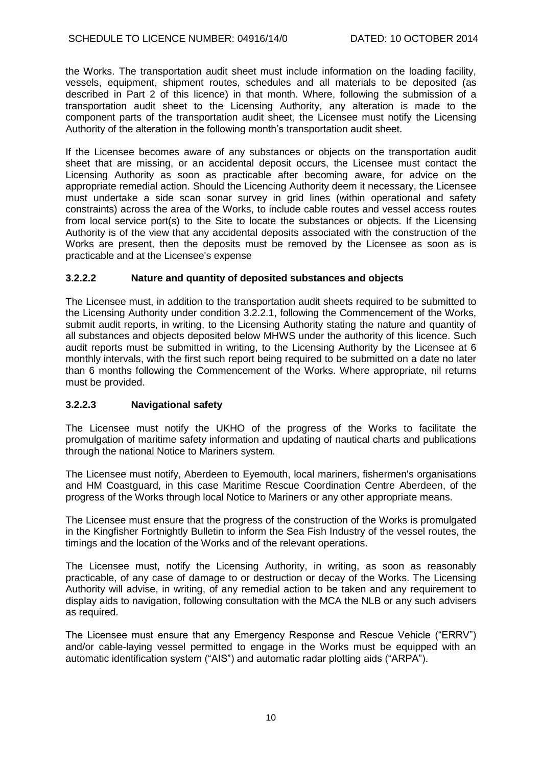the Works. The transportation audit sheet must include information on the loading facility, vessels, equipment, shipment routes, schedules and all materials to be deposited (as described in Part 2 of this licence) in that month. Where, following the submission of a transportation audit sheet to the Licensing Authority, any alteration is made to the component parts of the transportation audit sheet, the Licensee must notify the Licensing Authority of the alteration in the following month's transportation audit sheet.

If the Licensee becomes aware of any substances or objects on the transportation audit sheet that are missing, or an accidental deposit occurs, the Licensee must contact the Licensing Authority as soon as practicable after becoming aware, for advice on the appropriate remedial action. Should the Licencing Authority deem it necessary, the Licensee must undertake a side scan sonar survey in grid lines (within operational and safety constraints) across the area of the Works, to include cable routes and vessel access routes from local service port(s) to the Site to locate the substances or objects. If the Licensing Authority is of the view that any accidental deposits associated with the construction of the Works are present, then the deposits must be removed by the Licensee as soon as is practicable and at the Licensee's expense

### 3.2.2.2 Nature and quantity of deposited substances and objects

The Licensee must, in addition to the transportation audit sheets required to be submitted to the Licensing Authority under condition 3.2.2.1, following the Commencement of the Works, submit audit reports, in writing, to the Licensing Authority stating the nature and quantity of all substances and objects deposited below MHWS under the authority of this licence. Such audit reports must be submitted in writing, to the Licensing Authority by the Licensee at 6 monthly intervals, with the first such report being required to be submitted on a date no later than 6 months following the Commencement of the Works. Where appropriate, nil returns must be provided.

### 3.2.2.3 Navigational safety

The Licensee must notify the UKHO of the progress of the Works to facilitate the promulgation of maritime safety information and updating of nautical charts and publications through the national Notice to Mariners system.

The Licensee must notify, Aberdeen to Eyemouth, local mariners, fishermen's organisations and HM Coastguard, in this case Maritime Rescue Coordination Centre Aberdeen, of the progress of the Works through local Notice to Mariners or any other appropriate means.

The Licensee must ensure that the progress of the construction of the Works is promulgated in the Kingfisher Fortnightly Bulletin to inform the Sea Fish Industry of the vessel routes, the timings and the location of the Works and of the relevant operations.

The Licensee must, notify the Licensing Authority, in writing, as soon as reasonably practicable, of any case of damage to or destruction or decay of the Works. The Licensing Authority will advise, in writing, of any remedial action to be taken and any requirement to display aids to navigation, following consultation with the MCA the NLB or any such advisers as required.

The Licensee must ensure that any Emergency Response and Rescue Vehicle ("ERRV") and/or cable-laying vessel permitted to engage in the Works must be equipped with an automatic identification system ("AIS") and automatic radar plotting aids ("ARPA").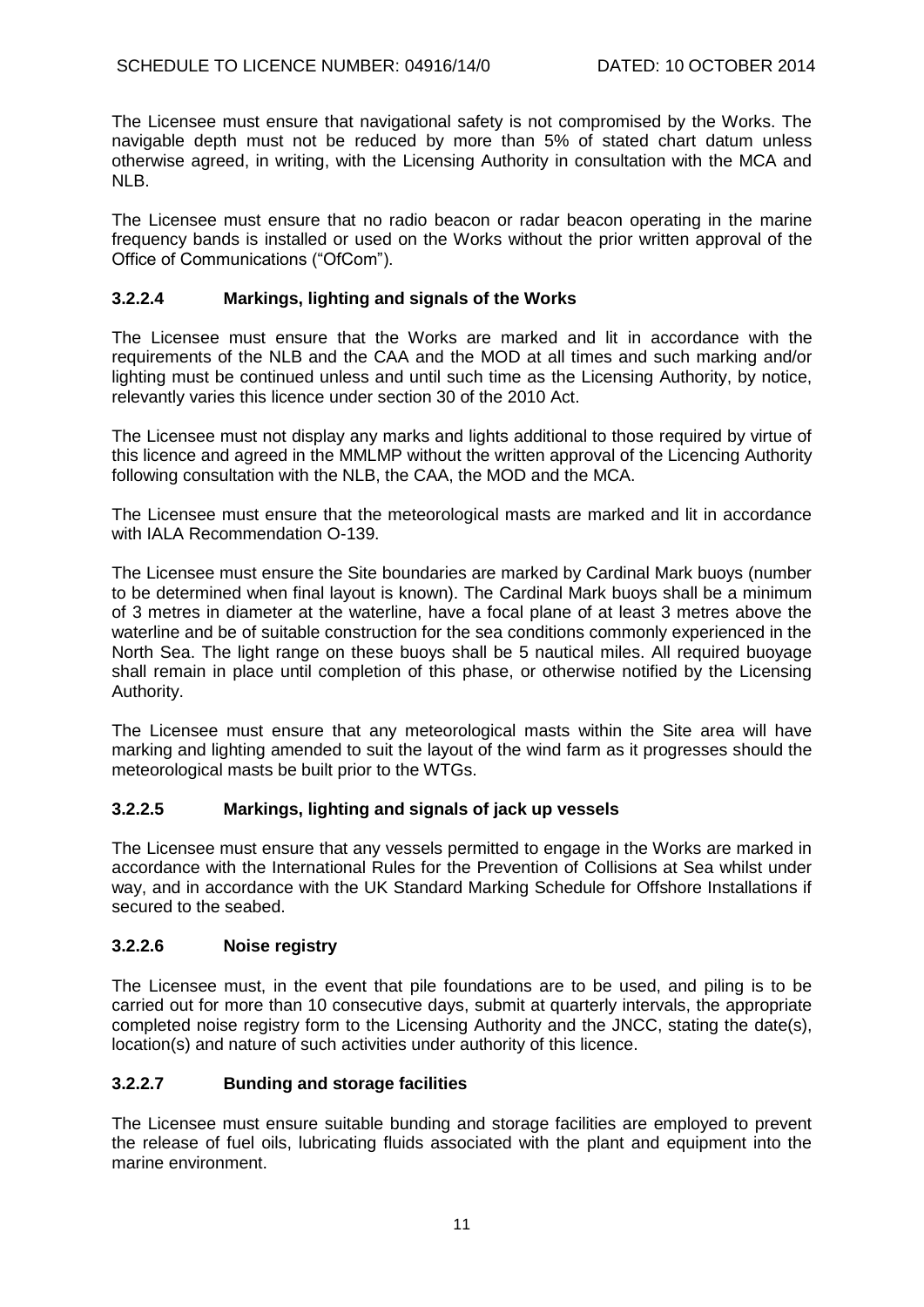The Licensee must ensure that navigational safety is not compromised by the Works. The navigable depth must not be reduced by more than 5% of stated chart datum unless otherwise agreed, in writing, with the Licensing Authority in consultation with the MCA and NLB.

The Licensee must ensure that no radio beacon or radar beacon operating in the marine frequency bands is installed or used on the Works without the prior written approval of the Office of Communications ("OfCom").

### 3.2.2.4 Markings, lighting and signals of the Works

The Licensee must ensure that the Works are marked and lit in accordance with the requirements of the NLB and the CAA and the MOD at all times and such marking and/or lighting must be continued unless and until such time as the Licensing Authority, by notice, relevantly varies this licence under section 30 of the 2010 Act.

The Licensee must not display any marks and lights additional to those required by virtue of this licence and agreed in the MMLMP without the written approval of the Licencing Authority following consultation with the NLB, the CAA, the MOD and the MCA.

The Licensee must ensure that the meteorological masts are marked and lit in accordance with IALA Recommendation O-139.

The Licensee must ensure the Site boundaries are marked by Cardinal Mark buoys (number to be determined when final layout is known). The Cardinal Mark buoys shall be a minimum of 3 metres in diameter at the waterline, have a focal plane of at least 3 metres above the waterline and be of suitable construction for the sea conditions commonly experienced in the North Sea. The light range on these buoys shall be 5 nautical miles. All required buoyage shall remain in place until completion of this phase, or otherwise notified by the Licensing Authority.

The Licensee must ensure that any meteorological masts within the Site area will have marking and lighting amended to suit the layout of the wind farm as it progresses should the meteorological masts be built prior to the WTGs.

### 3.2.2.5 Markings, lighting and signals of jack up vessels

The Licensee must ensure that any vessels permitted to engage in the Works are marked in accordance with the International Rules for the Prevention of Collisions at Sea whilst under way, and in accordance with the UK Standard Marking Schedule for Offshore Installations if secured to the seabed.

### 3.2.2.6 Noise registry

The Licensee must, in the event that pile foundations are to be used, and piling is to be carried out for more than 10 consecutive days, submit at quarterly intervals, the appropriate completed noise registry form to the Licensing Authority and the JNCC, stating the date(s), location(s) and nature of such activities under authority of this licence.

### 3.2.2.7 Bunding and storage facilities

The Licensee must ensure suitable bunding and storage facilities are employed to prevent the release of fuel oils, lubricating fluids associated with the plant and equipment into the marine environment.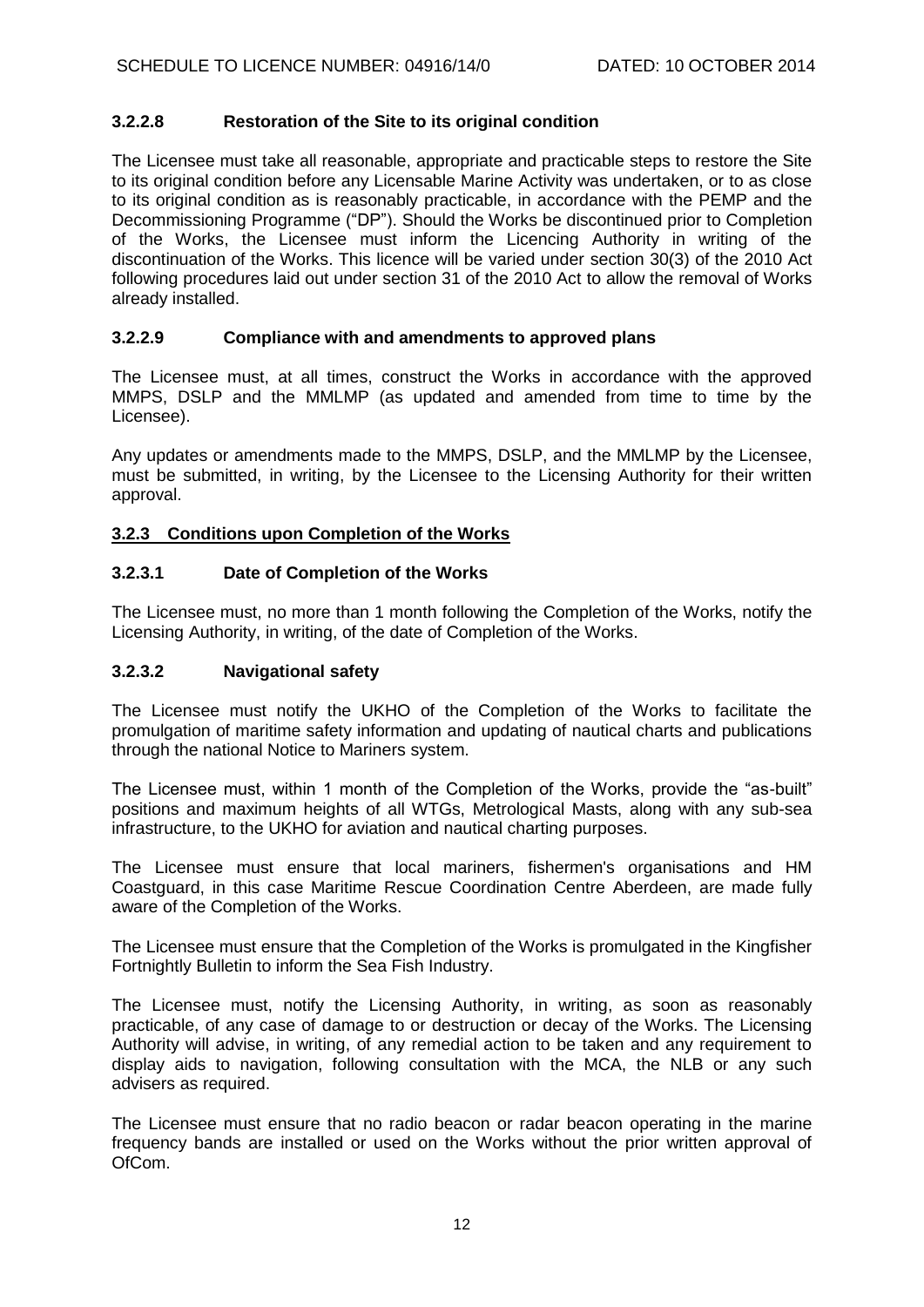### 3.2.2.8 Restoration of the Site to its original condition

The Licensee must take all reasonable, appropriate and practicable steps to restore the Site to its original condition before any Licensable Marine Activity was undertaken, or to as close to its original condition as is reasonably practicable, in accordance with the PEMP and the Decommissioning Programme ("DP"). Should the Works be discontinued prior to Completion of the Works, the Licensee must inform the Licencing Authority in writing of the discontinuation of the Works. This licence will be varied under section 30(3) of the 2010 Act following procedures laid out under section 31 of the 2010 Act to allow the removal of Works already installed.

### 3.2.2.9 Compliance with and amendments to approved plans

The Licensee must, at all times, construct the Works in accordance with the approved MMPS, DSLP and the MMLMP (as updated and amended from time to time by the Licensee).

Any updates or amendments made to the MMPS, DSLP, and the MMLMP by the Licensee, must be submitted, in writing, by the Licensee to the Licensing Authority for their written approval.

## 3.2.3 Conditions upon Completion of the Works

### 3.2.3.1 Date of Completion of the Works

The Licensee must, no more than 1 month following the Completion of the Works, notify the Licensing Authority, in writing, of the date of Completion of the Works.

### 3.2.3.2 Navigational safety

The Licensee must notify the UKHO of the Completion of the Works to facilitate the promulgation of maritime safety information and updating of nautical charts and publications through the national Notice to Mariners system.

The Licensee must, within 1 month of the Completion of the Works, provide the "as-built" positions and maximum heights of all WTGs, Metrological Masts, along with any sub-sea infrastructure, to the UKHO for aviation and nautical charting purposes.

The Licensee must ensure that local mariners, fishermen's organisations and HM Coastguard, in this case Maritime Rescue Coordination Centre Aberdeen, are made fully aware of the Completion of the Works.

The Licensee must ensure that the Completion of the Works is promulgated in the Kingfisher Fortnightly Bulletin to inform the Sea Fish Industry.

The Licensee must, notify the Licensing Authority, in writing, as soon as reasonably practicable, of any case of damage to or destruction or decay of the Works. The Licensing Authority will advise, in writing, of any remedial action to be taken and any requirement to display aids to navigation, following consultation with the MCA, the NLB or any such advisers as required.

The Licensee must ensure that no radio beacon or radar beacon operating in the marine frequency bands are installed or used on the Works without the prior written approval of OfCom.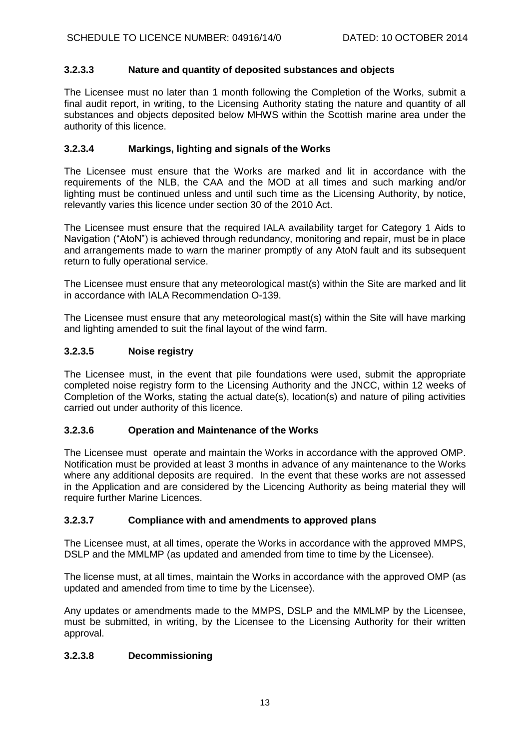### 3.2.3.3 Nature and quantity of deposited substances and objects

The Licensee must no later than 1 month following the Completion of the Works, submit a final audit report, in writing, to the Licensing Authority stating the nature and quantity of all substances and objects deposited below MHWS within the Scottish marine area under the authority of this licence.

### 3.2.3.4 Markings, lighting and signals of the Works

The Licensee must ensure that the Works are marked and lit in accordance with the requirements of the NLB, the CAA and the MOD at all times and such marking and/or lighting must be continued unless and until such time as the Licensing Authority, by notice, relevantly varies this licence under section 30 of the 2010 Act.

The Licensee must ensure that the required IALA availability target for Category 1 Aids to Navigation ("AtoN") is achieved through redundancy, monitoring and repair, must be in place and arrangements made to warn the mariner promptly of any AtoN fault and its subsequent return to fully operational service.

The Licensee must ensure that any meteorological mast(s) within the Site are marked and lit in accordance with IALA Recommendation O-139.

The Licensee must ensure that any meteorological mast(s) within the Site will have marking and lighting amended to suit the final layout of the wind farm.

### 3.2.3.5 Noise registry

The Licensee must, in the event that pile foundations were used, submit the appropriate completed noise registry form to the Licensing Authority and the JNCC, within 12 weeks of Completion of the Works, stating the actual date(s), location(s) and nature of piling activities carried out under authority of this licence.

### 3.2.3.6 Operation and Maintenance of the Works

The Licensee must operate and maintain the Works in accordance with the approved OMP. Notification must be provided at least 3 months in advance of any maintenance to the Works where any additional deposits are required. In the event that these works are not assessed in the Application and are considered by the Licencing Authority as being material they will require further Marine Licences.

### 3.2.3.7 Compliance with and amendments to approved plans

The Licensee must, at all times, operate the Works in accordance with the approved MMPS, DSLP and the MMLMP (as updated and amended from time to time by the Licensee).

The license must, at all times, maintain the Works in accordance with the approved OMP (as updated and amended from time to time by the Licensee).

Any updates or amendments made to the MMPS, DSLP and the MMLMP by the Licensee, must be submitted, in writing, by the Licensee to the Licensing Authority for their written approval.

### 3.2.3.8 Decommissioning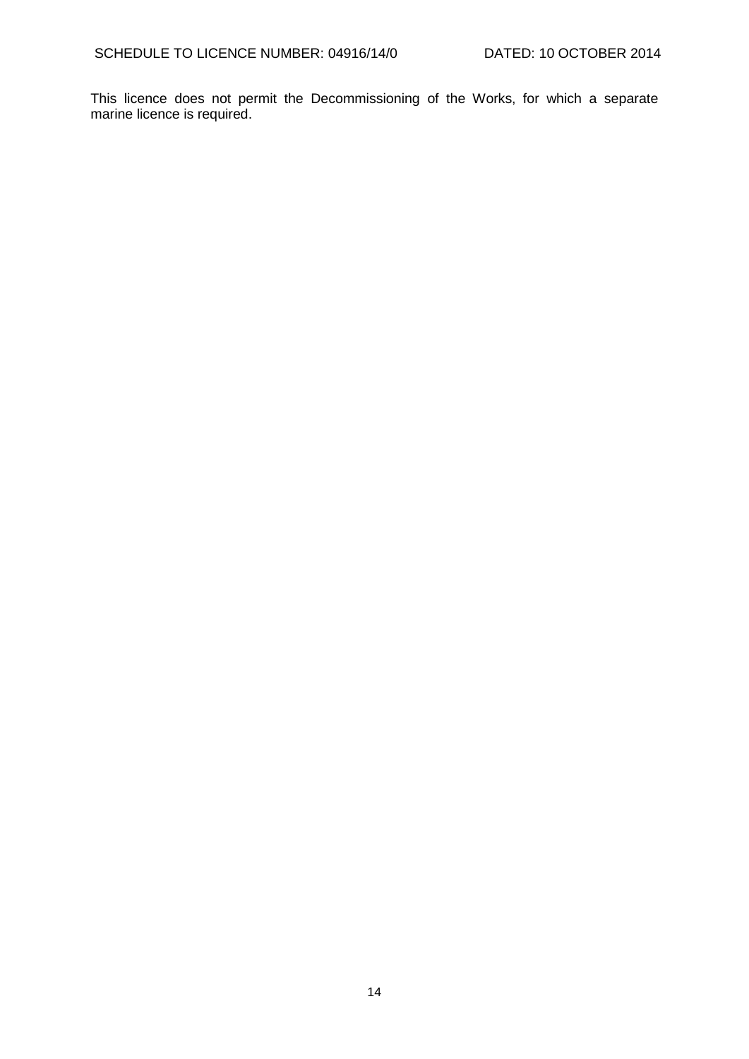This licence does not permit the Decommissioning of the Works, for which a separate marine licence is required.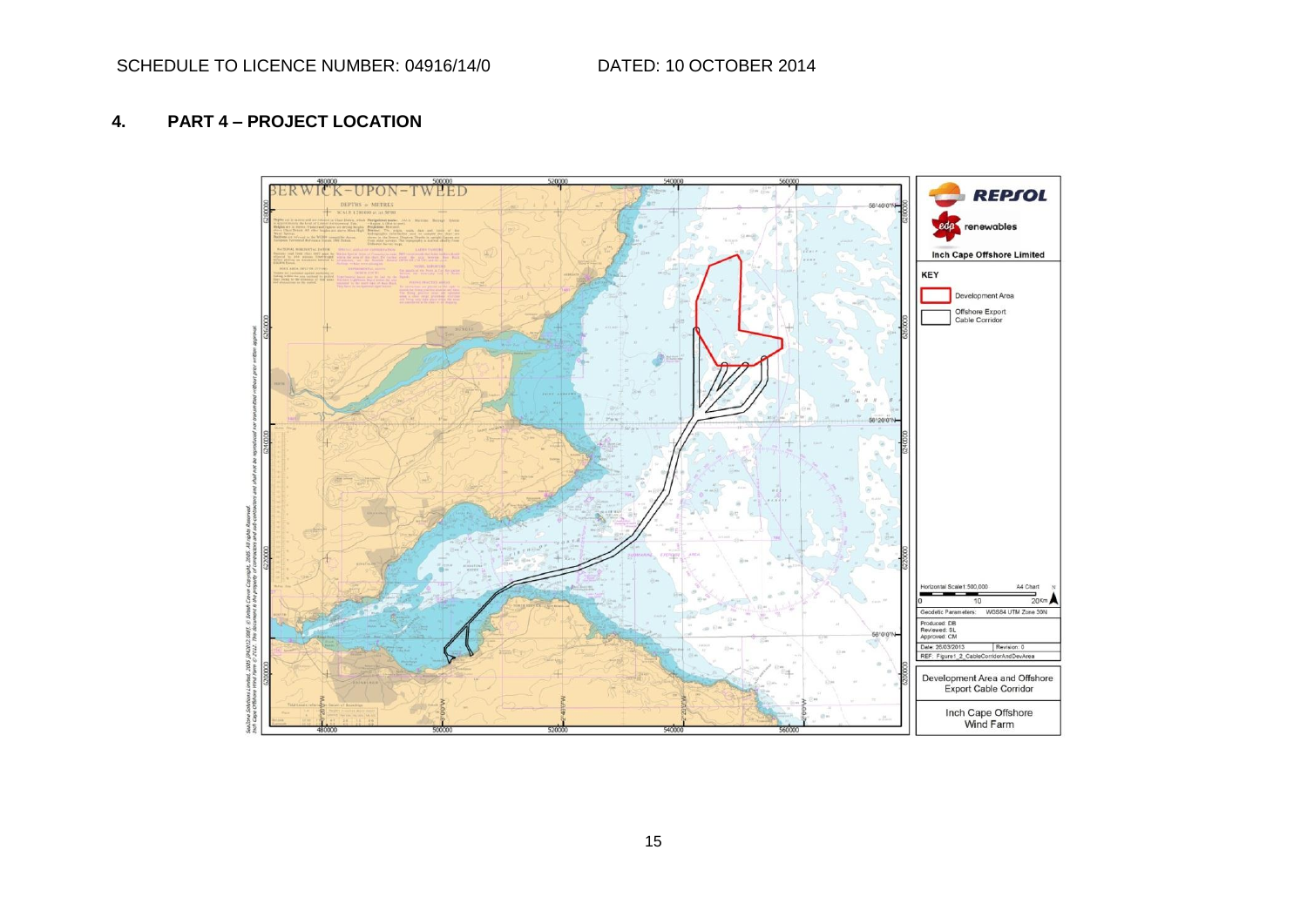SCHEDULE TO LICENCE NUMBER: 04916/14/0 DATED: 10 OCTOBER 2014

## 4. PART 4 – PROJECT LOCATION

REPSOL

edp renewables

Inch Cape Offshore Limited

KEY

Development Area

Offshore Export Cable Corridor

Horizontal Scale 1:500,000 A4 Chart

0 10 20Km

Geodetic Parameters: WGS84 UTM Zone 30N

Produced: DB
Reviewed: SL
Approved: CM

Date: 26/03/2013 Revision: 0

REF: Figure1_2_CableCorridorAndDevArea

Development Area and Offshore Export Cable Corridor

Inch Cape Offshore Wind Farm